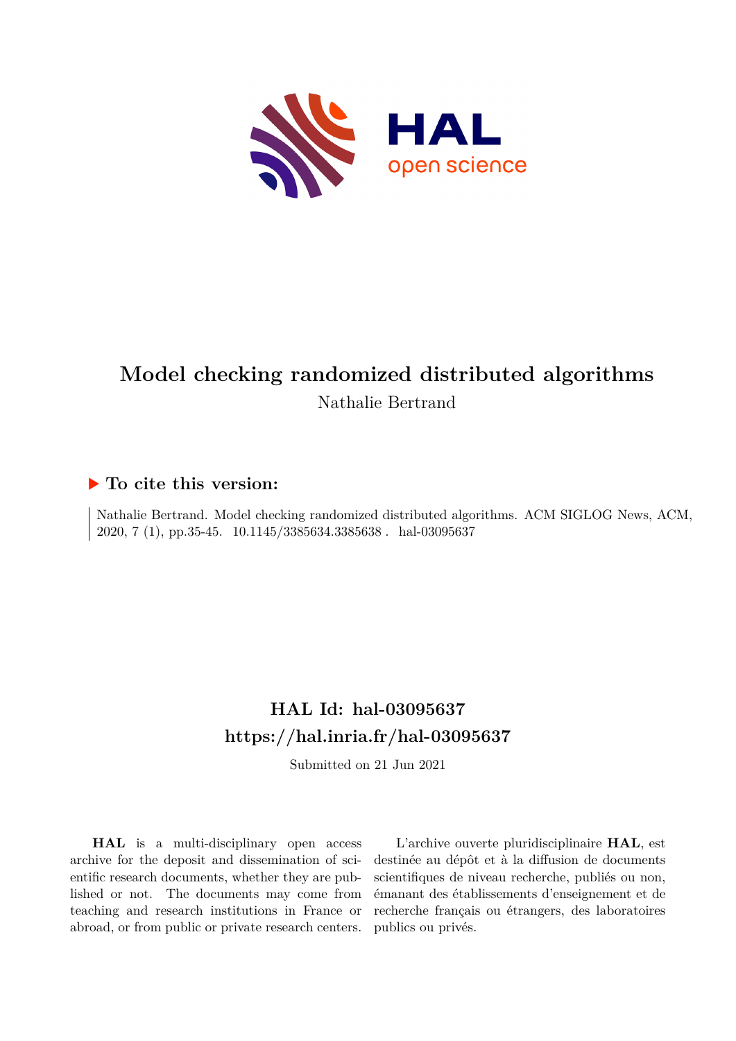# Model checking randomized distributed algorithms

Nathalie Bertrand

### ▶ To cite this version:

Nathalie Bertrand. Model checking randomized distributed algorithms. ACM SIGLOG News, ACM, 2020, 7 (1), pp.35-45. 10.1145/3385634.3385638 . hal-03095637

## HAL Id: hal-03095637
## https://hal.inria.fr/hal-03095637

Submitted on 21 Jun 2021

**HAL** is a multi-disciplinary open access archive for the deposit and dissemination of scientific research documents, whether they are published or not. The documents may come from teaching and research institutions in France or abroad, or from public or private research centers.

L'archive ouverte pluridisciplinaire **HAL**, est destinée au dépôt et à la diffusion de documents scientifiques de niveau recherche, publiés ou non, émanant des établissements d'enseignement et de recherche français ou étrangers, des laboratoires publics ou privés.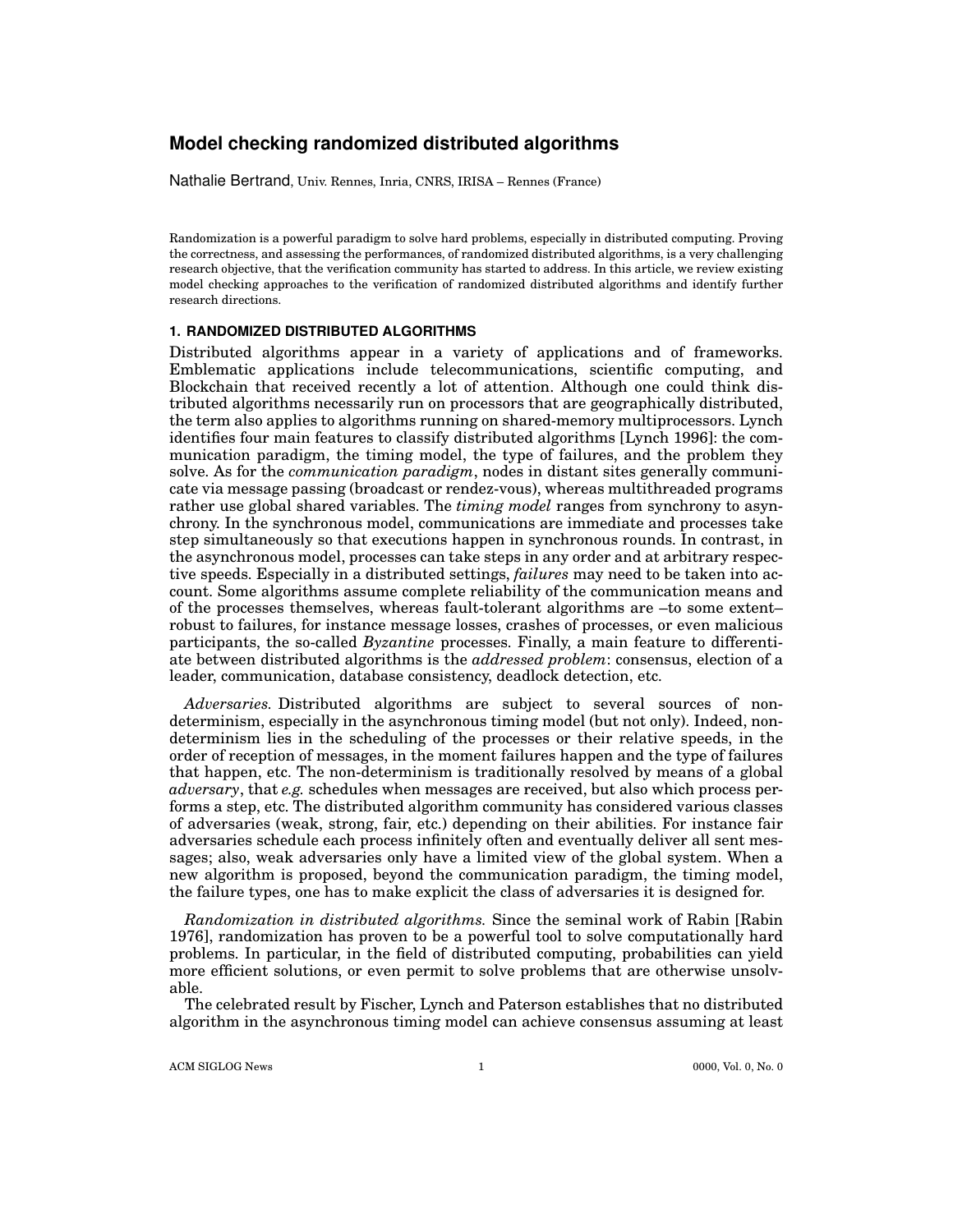# Model checking randomized distributed algorithms

Nathalie Bertrand, Univ. Rennes, Inria, CNRS, IRISA – Rennes (France)

Randomization is a powerful paradigm to solve hard problems, especially in distributed computing. Proving the correctness, and assessing the performances, of randomized distributed algorithms, is a very challenging research objective, that the verification community has started to address. In this article, we review existing model checking approaches to the verification of randomized distributed algorithms and identify further research directions.

## 1. RANDOMIZED DISTRIBUTED ALGORITHMS

Distributed algorithms appear in a variety of applications and of frameworks. Emblematic applications include telecommunications, scientific computing, and Blockchain that received recently a lot of attention. Although one could think distributed algorithms necessarily run on processors that are geographically distributed, the term also applies to algorithms running on shared-memory multiprocessors. Lynch identifies four main features to classify distributed algorithms [Lynch 1996]: the communication paradigm, the timing model, the type of failures, and the problem they solve. As for the *communication paradigm*, nodes in distant sites generally communicate via message passing (broadcast or rendez-vous), whereas multithreaded programs rather use global shared variables. The *timing model* ranges from synchrony to asynchrony. In the synchronous model, communications are immediate and processes take step simultaneously so that executions happen in synchronous rounds. In contrast, in the asynchronous model, processes can take steps in any order and at arbitrary respective speeds. Especially in a distributed settings, *failures* may need to be taken into account. Some algorithms assume complete reliability of the communication means and of the processes themselves, whereas fault-tolerant algorithms are –to some extent– robust to failures, for instance message losses, crashes of processes, or even malicious participants, the so-called *Byzantine* processes. Finally, a main feature to differentiate between distributed algorithms is the *addressed problem*: consensus, election of a leader, communication, database consistency, deadlock detection, etc.

*Adversaries.* Distributed algorithms are subject to several sources of non-determinism, especially in the asynchronous timing model (but not only). Indeed, non-determinism lies in the scheduling of the processes or their relative speeds, in the order of reception of messages, in the moment failures happen and the type of failures that happen, etc. The non-determinism is traditionally resolved by means of a global *adversary*, that *e.g.* schedules when messages are received, but also which process performs a step, etc. The distributed algorithm community has considered various classes of adversaries (weak, strong, fair, etc.) depending on their abilities. For instance fair adversaries schedule each process infinitely often and eventually deliver all sent messages; also, weak adversaries only have a limited view of the global system. When a new algorithm is proposed, beyond the communication paradigm, the timing model, the failure types, one has to make explicit the class of adversaries it is designed for.

*Randomization in distributed algorithms.* Since the seminal work of Rabin [Rabin 1976], randomization has proven to be a powerful tool to solve computationally hard problems. In particular, in the field of distributed computing, probabilities can yield more efficient solutions, or even permit to solve problems that are otherwise unsolvable.

The celebrated result by Fischer, Lynch and Paterson establishes that no distributed algorithm in the asynchronous timing model can achieve consensus assuming at least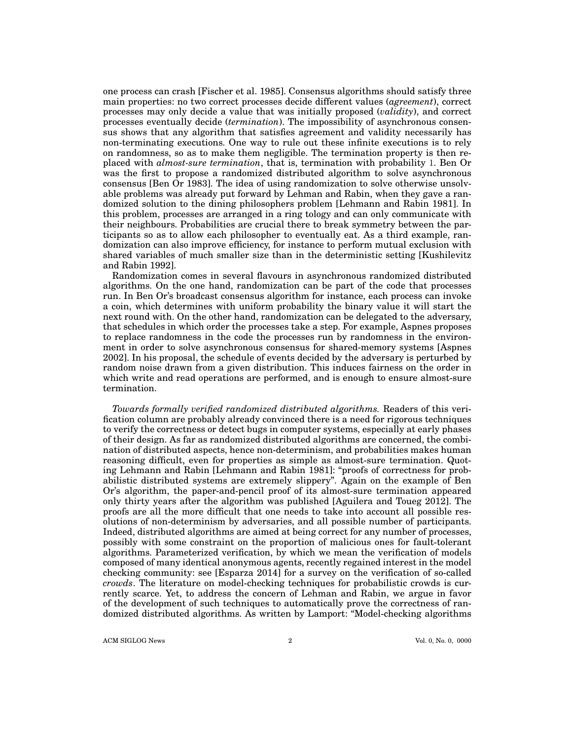one process can crash [Fischer et al. 1985]. Consensus algorithms should satisfy three main properties: no two correct processes decide different values (*agreement*), correct processes may only decide a value that was initially proposed (*validity*), and correct processes eventually decide (*termination*). The impossibility of asynchronous consensus shows that any algorithm that satisfies agreement and validity necessarily has non-terminating executions. One way to rule out these infinite executions is to rely on randomness, so as to make them negligible. The termination property is then replaced with *almost-sure termination*, that is, termination with probability 1. Ben Or was the first to propose a randomized distributed algorithm to solve asynchronous consensus [Ben Or 1983]. The idea of using randomization to solve otherwise unsolvable problems was already put forward by Lehman and Rabin, when they gave a randomized solution to the dining philosophers problem [Lehmann and Rabin 1981]. In this problem, processes are arranged in a ring tology and can only communicate with their neighbours. Probabilities are crucial there to break symmetry between the participants so as to allow each philosopher to eventually eat. As a third example, randomization can also improve efficiency, for instance to perform mutual exclusion with shared variables of much smaller size than in the deterministic setting [Kushilevitz and Rabin 1992].

Randomization comes in several flavours in asynchronous randomized distributed algorithms. On the one hand, randomization can be part of the code that processes run. In Ben Or's broadcast consensus algorithm for instance, each process can invoke a coin, which determines with uniform probability the binary value it will start the next round with. On the other hand, randomization can be delegated to the adversary, that schedules in which order the processes take a step. For example, Aspnes proposes to replace randomness in the code the processes run by randomness in the environment in order to solve asynchronous consensus for shared-memory systems [Aspnes 2002]. In his proposal, the schedule of events decided by the adversary is perturbed by random noise drawn from a given distribution. This induces fairness on the order in which write and read operations are performed, and is enough to ensure almost-sure termination.

*Towards formally verified randomized distributed algorithms.* Readers of this verification column are probably already convinced there is a need for rigorous techniques to verify the correctness or detect bugs in computer systems, especially at early phases of their design. As far as randomized distributed algorithms are concerned, the combination of distributed aspects, hence non-determinism, and probabilities makes human reasoning difficult, even for properties as simple as almost-sure termination. Quoting Lehmann and Rabin [Lehmann and Rabin 1981]: "proofs of correctness for probabilistic distributed systems are extremely slippery". Again on the example of Ben Or's algorithm, the paper-and-pencil proof of its almost-sure termination appeared only thirty years after the algorithm was published [Aguilera and Toueg 2012]. The proofs are all the more difficult that one needs to take into account all possible resolutions of non-determinism by adversaries, and all possible number of participants. Indeed, distributed algorithms are aimed at being correct for any number of processes, possibly with some constraint on the proportion of malicious ones for fault-tolerant algorithms. Parameterized verification, by which we mean the verification of models composed of many identical anonymous agents, recently regained interest in the model checking community: see [Esparza 2014] for a survey on the verification of so-called *crowds*. The literature on model-checking techniques for probabilistic crowds is currently scarce. Yet, to address the concern of Lehman and Rabin, we argue in favor of the development of such techniques to automatically prove the correctness of randomized distributed algorithms. As written by Lamport: "Model-checking algorithms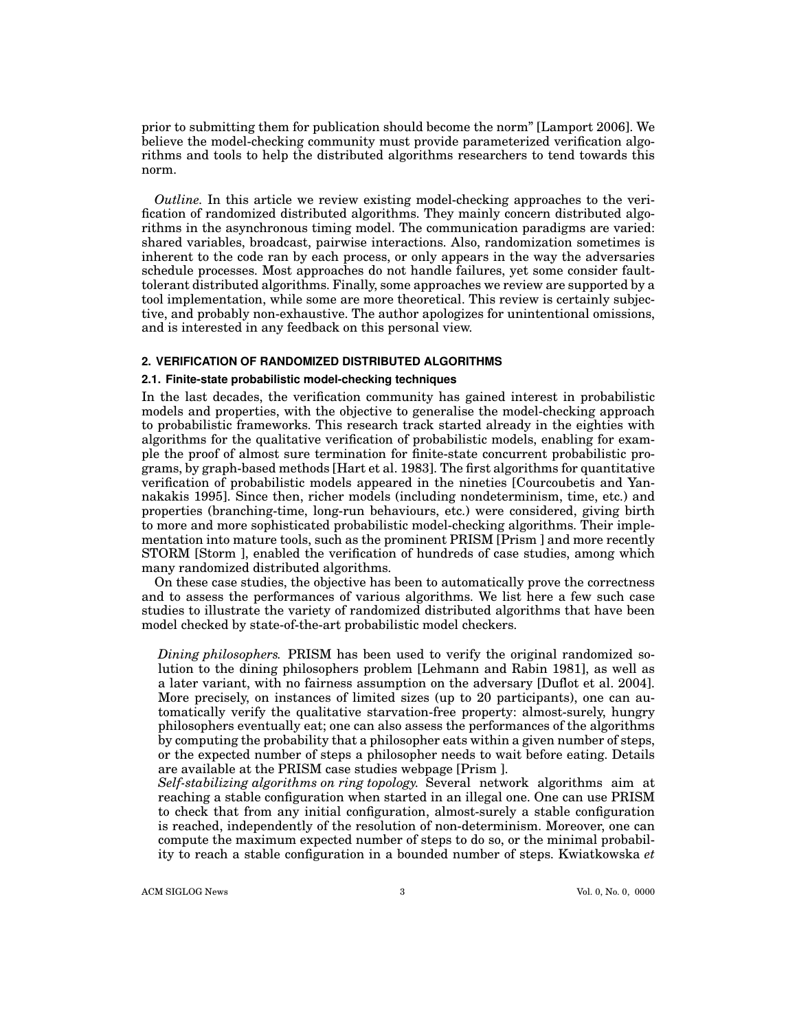prior to submitting them for publication should become the norm" [Lamport 2006]. We believe the model-checking community must provide parameterized verification algorithms and tools to help the distributed algorithms researchers to tend towards this norm.

*Outline.* In this article we review existing model-checking approaches to the verification of randomized distributed algorithms. They mainly concern distributed algorithms in the asynchronous timing model. The communication paradigms are varied: shared variables, broadcast, pairwise interactions. Also, randomization sometimes is inherent to the code ran by each process, or only appears in the way the adversaries schedule processes. Most approaches do not handle failures, yet some consider fault-tolerant distributed algorithms. Finally, some approaches we review are supported by a tool implementation, while some are more theoretical. This review is certainly subjective, and probably non-exhaustive. The author apologizes for unintentional omissions, and is interested in any feedback on this personal view.

## 2. VERIFICATION OF RANDOMIZED DISTRIBUTED ALGORITHMS

### 2.1. Finite-state probabilistic model-checking techniques

In the last decades, the verification community has gained interest in probabilistic models and properties, with the objective to generalise the model-checking approach to probabilistic frameworks. This research track started already in the eighties with algorithms for the qualitative verification of probabilistic models, enabling for example the proof of almost sure termination for finite-state concurrent probabilistic programs, by graph-based methods [Hart et al. 1983]. The first algorithms for quantitative verification of probabilistic models appeared in the nineties [Courcoubetis and Yannakakis 1995]. Since then, richer models (including nondeterminism, time, etc.) and properties (branching-time, long-run behaviours, etc.) were considered, giving birth to more and more sophisticated probabilistic model-checking algorithms. Their implementation into mature tools, such as the prominent PRISM [Prism ] and more recently STORM [Storm ], enabled the verification of hundreds of case studies, among which many randomized distributed algorithms.

On these case studies, the objective has been to automatically prove the correctness and to assess the performances of various algorithms. We list here a few such case studies to illustrate the variety of randomized distributed algorithms that have been model checked by state-of-the-art probabilistic model checkers.

*Dining philosophers.* PRISM has been used to verify the original randomized solution to the dining philosophers problem [Lehmann and Rabin 1981], as well as a later variant, with no fairness assumption on the adversary [Duflot et al. 2004]. More precisely, on instances of limited sizes (up to 20 participants), one can automatically verify the qualitative starvation-free property: almost-surely, hungry philosophers eventually eat; one can also assess the performances of the algorithms by computing the probability that a philosopher eats within a given number of steps, or the expected number of steps a philosopher needs to wait before eating. Details are available at the PRISM case studies webpage [Prism ].

*Self-stabilizing algorithms on ring topology.* Several network algorithms aim at reaching a stable configuration when started in an illegal one. One can use PRISM to check that from any initial configuration, almost-surely a stable configuration is reached, independently of the resolution of non-determinism. Moreover, one can compute the maximum expected number of steps to do so, or the minimal probability to reach a stable configuration in a bounded number of steps. Kwiatkowska *et*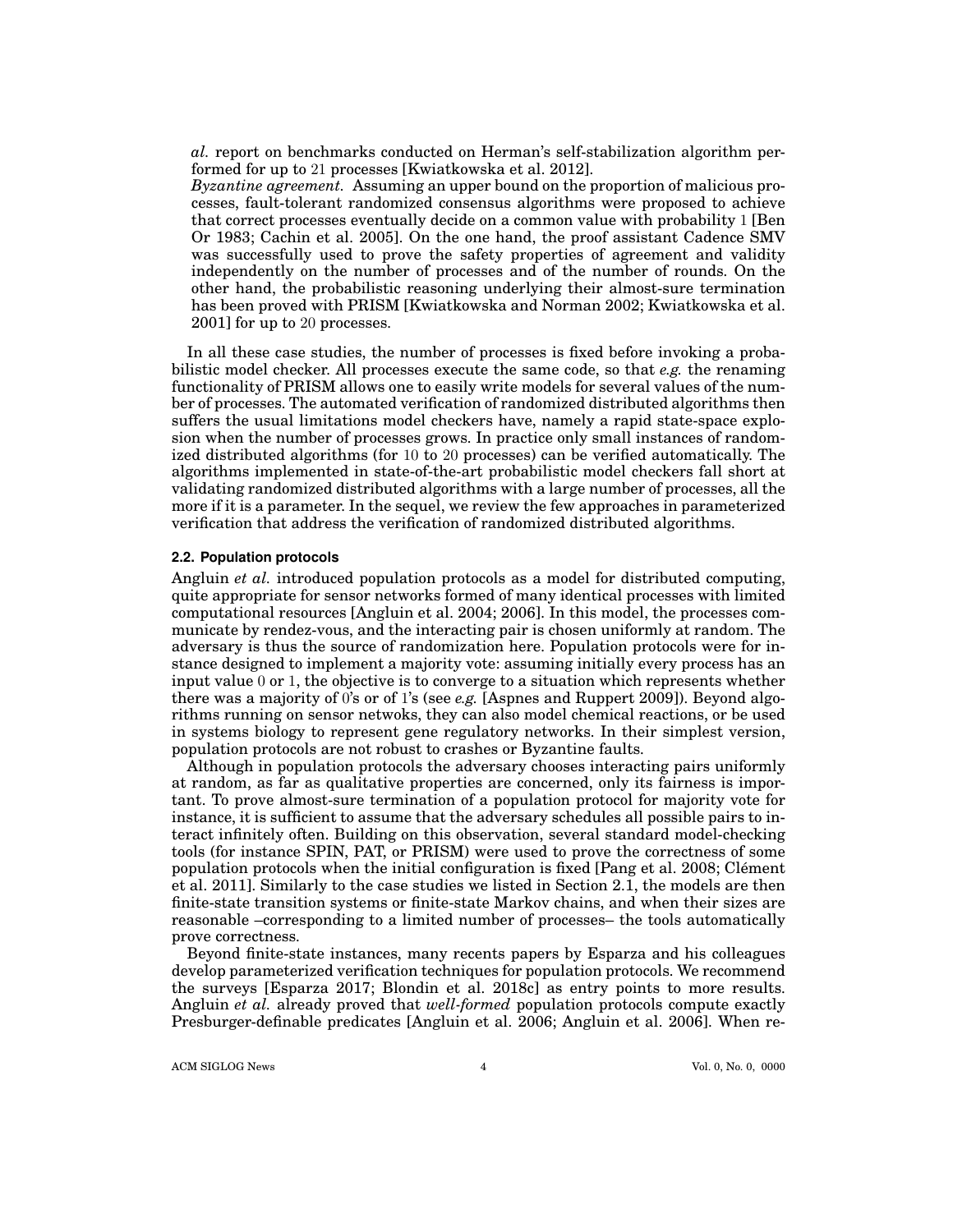*al.* report on benchmarks conducted on Herman's self-stabilization algorithm performed for up to 21 processes [Kwiatkowska et al. 2012].

*Byzantine agreement.* Assuming an upper bound on the proportion of malicious processes, fault-tolerant randomized consensus algorithms were proposed to achieve that correct processes eventually decide on a common value with probability 1 [Ben Or 1983; Cachin et al. 2005]. On the one hand, the proof assistant Cadence SMV was successfully used to prove the safety properties of agreement and validity independently on the number of processes and of the number of rounds. On the other hand, the probabilistic reasoning underlying their almost-sure termination has been proved with PRISM [Kwiatkowska and Norman 2002; Kwiatkowska et al. 2001] for up to 20 processes.

In all these case studies, the number of processes is fixed before invoking a probabilistic model checker. All processes execute the same code, so that *e.g.* the renaming functionality of PRISM allows one to easily write models for several values of the number of processes. The automated verification of randomized distributed algorithms then suffers the usual limitations model checkers have, namely a rapid state-space explosion when the number of processes grows. In practice only small instances of randomized distributed algorithms (for 10 to 20 processes) can be verified automatically. The algorithms implemented in state-of-the-art probabilistic model checkers fall short at validating randomized distributed algorithms with a large number of processes, all the more if it is a parameter. In the sequel, we review the few approaches in parameterized verification that address the verification of randomized distributed algorithms.

### 2.2. Population protocols

Angluin *et al.* introduced population protocols as a model for distributed computing, quite appropriate for sensor networks formed of many identical processes with limited computational resources [Angluin et al. 2004; 2006]. In this model, the processes communicate by rendez-vous, and the interacting pair is chosen uniformly at random. The adversary is thus the source of randomization here. Population protocols were for instance designed to implement a majority vote: assuming initially every process has an input value 0 or 1, the objective is to converge to a situation which represents whether there was a majority of 0's or of 1's (see *e.g.* [Aspnes and Ruppert 2009]). Beyond algorithms running on sensor netwoks, they can also model chemical reactions, or be used in systems biology to represent gene regulatory networks. In their simplest version, population protocols are not robust to crashes or Byzantine faults.

Although in population protocols the adversary chooses interacting pairs uniformly at random, as far as qualitative properties are concerned, only its fairness is important. To prove almost-sure termination of a population protocol for majority vote for instance, it is sufficient to assume that the adversary schedules all possible pairs to interact infinitely often. Building on this observation, several standard model-checking tools (for instance SPIN, PAT, or PRISM) were used to prove the correctness of some population protocols when the initial configuration is fixed [Pang et al. 2008; Clément et al. 2011]. Similarly to the case studies we listed in Section 2.1, the models are then finite-state transition systems or finite-state Markov chains, and when their sizes are reasonable –corresponding to a limited number of processes– the tools automatically prove correctness.

Beyond finite-state instances, many recents papers by Esparza and his colleagues develop parameterized verification techniques for population protocols. We recommend the surveys [Esparza 2017; Blondin et al. 2018c] as entry points to more results. Angluin *et al.* already proved that *well-formed* population protocols compute exactly Presburger-definable predicates [Angluin et al. 2006; Angluin et al. 2006]. When re-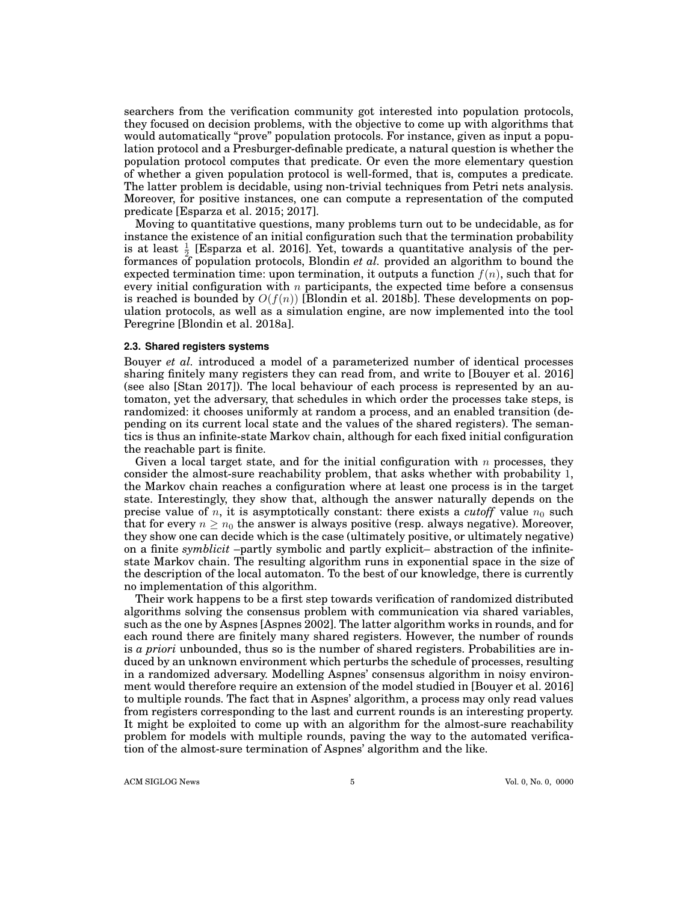searchers from the verification community got interested into population protocols, they focused on decision problems, with the objective to come up with algorithms that would automatically "prove" population protocols. For instance, given as input a population protocol and a Presburger-definable predicate, a natural question is whether the population protocol computes that predicate. Or even the more elementary question of whether a given population protocol is well-formed, that is, computes a predicate. The latter problem is decidable, using non-trivial techniques from Petri nets analysis. Moreover, for positive instances, one can compute a representation of the computed predicate [Esparza et al. 2015; 2017].

Moving to quantitative questions, many problems turn out to be undecidable, as for instance the existence of an initial configuration such that the termination probability is at least $\frac{1}{2}$ [Esparza et al. 2016]. Yet, towards a quantitative analysis of the performances of population protocols, Blondin *et al.* provided an algorithm to bound the expected termination time: upon termination, it outputs a function $f(n)$, such that for every initial configuration with $n$ participants, the expected time before a consensus is reached is bounded by $O(f(n))$ [Blondin et al. 2018b]. These developments on population protocols, as well as a simulation engine, are now implemented into the tool Peregrine [Blondin et al. 2018a].

### 2.3. Shared registers systems

Bouyer *et al.* introduced a model of a parameterized number of identical processes sharing finitely many registers they can read from, and write to [Bouyer et al. 2016] (see also [Stan 2017]). The local behaviour of each process is represented by an automaton, yet the adversary, that schedules in which order the processes take steps, is randomized: it chooses uniformly at random a process, and an enabled transition (depending on its current local state and the values of the shared registers). The semantics is thus an infinite-state Markov chain, although for each fixed initial configuration the reachable part is finite.

Given a local target state, and for the initial configuration with $n$ processes, they consider the almost-sure reachability problem, that asks whether with probability $1$, the Markov chain reaches a configuration where at least one process is in the target state. Interestingly, they show that, although the answer naturally depends on the precise value of $n$, it is asymptotically constant: there exists a *cutoff* value $n_0$ such that for every $n \geq n_0$ the answer is always positive (resp. always negative). Moreover, they show one can decide which is the case (ultimately positive, or ultimately negative) on a finite *symblicit* –partly symbolic and partly explicit– abstraction of the infinite-state Markov chain. The resulting algorithm runs in exponential space in the size of the description of the local automaton. To the best of our knowledge, there is currently no implementation of this algorithm.

Their work happens to be a first step towards verification of randomized distributed algorithms solving the consensus problem with communication via shared variables, such as the one by Aspnes [Aspnes 2002]. The latter algorithm works in rounds, and for each round there are finitely many shared registers. However, the number of rounds is *a priori* unbounded, thus so is the number of shared registers. Probabilities are induced by an unknown environment which perturbs the schedule of processes, resulting in a randomized adversary. Modelling Aspnes' consensus algorithm in noisy environment would therefore require an extension of the model studied in [Bouyer et al. 2016] to multiple rounds. The fact that in Aspnes' algorithm, a process may only read values from registers corresponding to the last and current rounds is an interesting property. It might be exploited to come up with an algorithm for the almost-sure reachability problem for models with multiple rounds, paving the way to the automated verification of the almost-sure termination of Aspnes' algorithm and the like.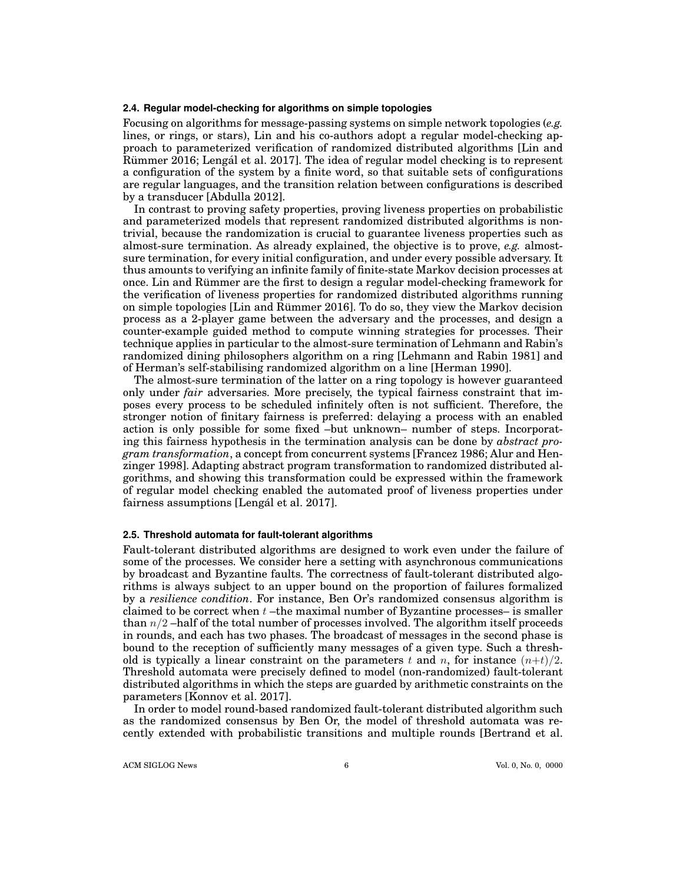### 2.4. Regular model-checking for algorithms on simple topologies

Focusing on algorithms for message-passing systems on simple network topologies (*e.g.* lines, or rings, or stars), Lin and his co-authors adopt a regular model-checking approach to parameterized verification of randomized distributed algorithms [Lin and Rümmer 2016; Lengál et al. 2017]. The idea of regular model checking is to represent a configuration of the system by a finite word, so that suitable sets of configurations are regular languages, and the transition relation between configurations is described by a transducer [Abdulla 2012].

In contrast to proving safety properties, proving liveness properties on probabilistic and parameterized models that represent randomized distributed algorithms is non-trivial, because the randomization is crucial to guarantee liveness properties such as almost-sure termination. As already explained, the objective is to prove, *e.g.* almost-sure termination, for every initial configuration, and under every possible adversary. It thus amounts to verifying an infinite family of finite-state Markov decision processes at once. Lin and Rümmer are the first to design a regular model-checking framework for the verification of liveness properties for randomized distributed algorithms running on simple topologies [Lin and Rümmer 2016]. To do so, they view the Markov decision process as a 2-player game between the adversary and the processes, and design a counter-example guided method to compute winning strategies for processes. Their technique applies in particular to the almost-sure termination of Lehmann and Rabin's randomized dining philosophers algorithm on a ring [Lehmann and Rabin 1981] and of Herman's self-stabilising randomized algorithm on a line [Herman 1990].

The almost-sure termination of the latter on a ring topology is however guaranteed only under *fair* adversaries. More precisely, the typical fairness constraint that imposes every process to be scheduled infinitely often is not sufficient. Therefore, the stronger notion of finitary fairness is preferred: delaying a process with an enabled action is only possible for some fixed –but unknown– number of steps. Incorporating this fairness hypothesis in the termination analysis can be done by *abstract program transformation*, a concept from concurrent systems [Francez 1986; Alur and Henzinger 1998]. Adapting abstract program transformation to randomized distributed algorithms, and showing this transformation could be expressed within the framework of regular model checking enabled the automated proof of liveness properties under fairness assumptions [Lengál et al. 2017].

### 2.5. Threshold automata for fault-tolerant algorithms

Fault-tolerant distributed algorithms are designed to work even under the failure of some of the processes. We consider here a setting with asynchronous communications by broadcast and Byzantine faults. The correctness of fault-tolerant distributed algorithms is always subject to an upper bound on the proportion of failures formalized by a *resilience condition*. For instance, Ben Or's randomized consensus algorithm is claimed to be correct when $t$ –the maximal number of Byzantine processes– is smaller than $n/2$ –half of the total number of processes involved. The algorithm itself proceeds in rounds, and each has two phases. The broadcast of messages in the second phase is bound to the reception of sufficiently many messages of a given type. Such a threshold is typically a linear constraint on the parameters $t$ and $n$, for instance $(n+t)/2$. Threshold automata were precisely defined to model (non-randomized) fault-tolerant distributed algorithms in which the steps are guarded by arithmetic constraints on the parameters [Konnov et al. 2017].

In order to model round-based randomized fault-tolerant distributed algorithm such as the randomized consensus by Ben Or, the model of threshold automata was recently extended with probabilistic transitions and multiple rounds [Bertrand et al.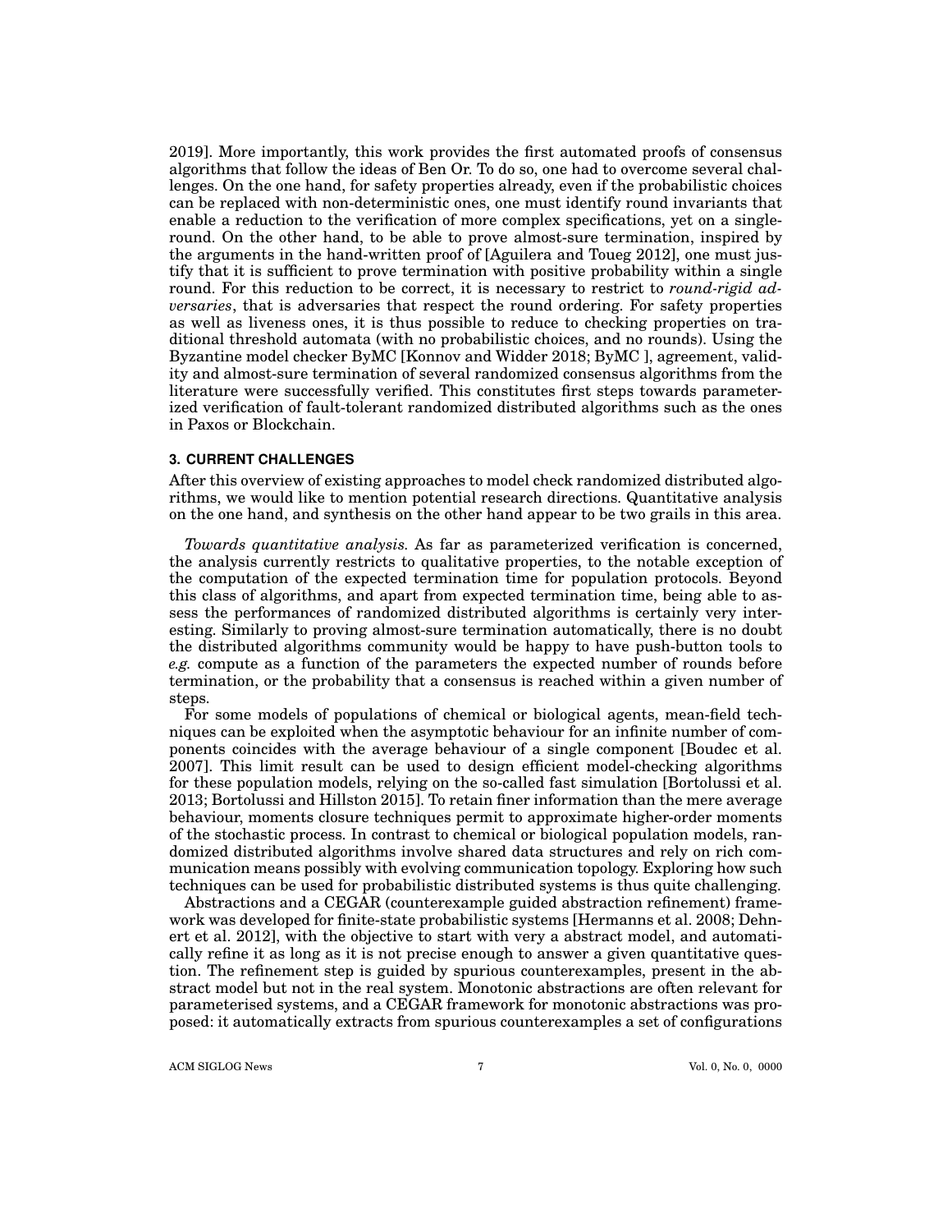2019]. More importantly, this work provides the first automated proofs of consensus algorithms that follow the ideas of Ben Or. To do so, one had to overcome several challenges. On the one hand, for safety properties already, even if the probabilistic choices can be replaced with non-deterministic ones, one must identify round invariants that enable a reduction to the verification of more complex specifications, yet on a single-round. On the other hand, to be able to prove almost-sure termination, inspired by the arguments in the hand-written proof of [Aguilera and Toueg 2012], one must justify that it is sufficient to prove termination with positive probability within a single round. For this reduction to be correct, it is necessary to restrict to *round-rigid adversaries*, that is adversaries that respect the round ordering. For safety properties as well as liveness ones, it is thus possible to reduce to checking properties on traditional threshold automata (with no probabilistic choices, and no rounds). Using the Byzantine model checker ByMC [Konnov and Widder 2018; ByMC ], agreement, validity and almost-sure termination of several randomized consensus algorithms from the literature were successfully verified. This constitutes first steps towards parameterized verification of fault-tolerant randomized distributed algorithms such as the ones in Paxos or Blockchain.

## 3. CURRENT CHALLENGES

After this overview of existing approaches to model check randomized distributed algorithms, we would like to mention potential research directions. Quantitative analysis on the one hand, and synthesis on the other hand appear to be two grails in this area.

*Towards quantitative analysis.* As far as parameterized verification is concerned, the analysis currently restricts to qualitative properties, to the notable exception of the computation of the expected termination time for population protocols. Beyond this class of algorithms, and apart from expected termination time, being able to assess the performances of randomized distributed algorithms is certainly very interesting. Similarly to proving almost-sure termination automatically, there is no doubt the distributed algorithms community would be happy to have push-button tools to *e.g.* compute as a function of the parameters the expected number of rounds before termination, or the probability that a consensus is reached within a given number of steps.

For some models of populations of chemical or biological agents, mean-field techniques can be exploited when the asymptotic behaviour for an infinite number of components coincides with the average behaviour of a single component [Boudec et al. 2007]. This limit result can be used to design efficient model-checking algorithms for these population models, relying on the so-called fast simulation [Bortolussi et al. 2013; Bortolussi and Hillston 2015]. To retain finer information than the mere average behaviour, moments closure techniques permit to approximate higher-order moments of the stochastic process. In contrast to chemical or biological population models, randomized distributed algorithms involve shared data structures and rely on rich communication means possibly with evolving communication topology. Exploring how such techniques can be used for probabilistic distributed systems is thus quite challenging.

Abstractions and a CEGAR (counterexample guided abstraction refinement) framework was developed for finite-state probabilistic systems [Hermanns et al. 2008; Dehnert et al. 2012], with the objective to start with very a abstract model, and automatically refine it as long as it is not precise enough to answer a given quantitative question. The refinement step is guided by spurious counterexamples, present in the abstract model but not in the real system. Monotonic abstractions are often relevant for parameterised systems, and a CEGAR framework for monotonic abstractions was proposed: it automatically extracts from spurious counterexamples a set of configurations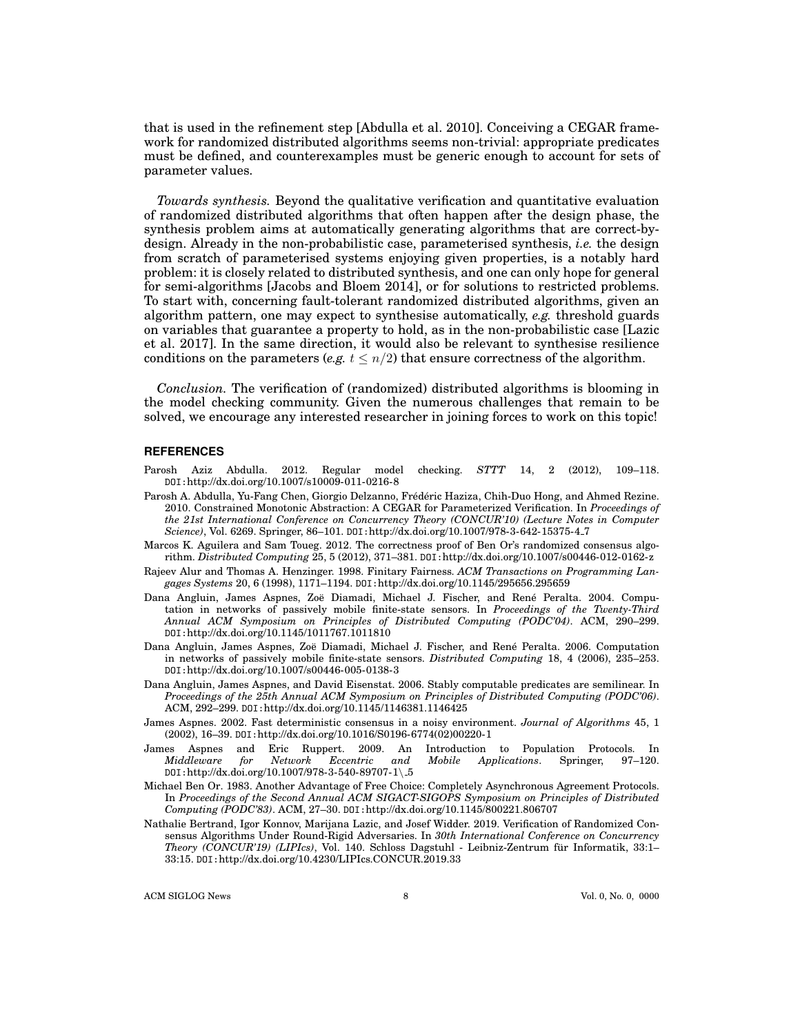that is used in the refinement step [Abdulla et al. 2010]. Conceiving a CEGAR framework for randomized distributed algorithms seems non-trivial: appropriate predicates must be defined, and counterexamples must be generic enough to account for sets of parameter values.

*Towards synthesis.* Beyond the qualitative verification and quantitative evaluation of randomized distributed algorithms that often happen after the design phase, the synthesis problem aims at automatically generating algorithms that are correct-by-design. Already in the non-probabilistic case, parameterised synthesis, *i.e.* the design from scratch of parameterised systems enjoying given properties, is a notably hard problem: it is closely related to distributed synthesis, and one can only hope for general for semi-algorithms [Jacobs and Bloem 2014], or for solutions to restricted problems. To start with, concerning fault-tolerant randomized distributed algorithms, given an algorithm pattern, one may expect to synthesise automatically, *e.g.* threshold guards on variables that guarantee a property to hold, as in the non-probabilistic case [Lazic et al. 2017]. In the same direction, it would also be relevant to synthesise resilience conditions on the parameters (*e.g.* $t \leq n/2$) that ensure correctness of the algorithm.

*Conclusion.* The verification of (randomized) distributed algorithms is blooming in the model checking community. Given the numerous challenges that remain to be solved, we encourage any interested researcher in joining forces to work on this topic!

## REFERENCES

Parosh Aziz Abdulla. 2012. Regular model checking. *STTT* 14, 2 (2012), 109–118. DOI:http://dx.doi.org/10.1007/s10009-011-0216-8

Parosh A. Abdulla, Yu-Fang Chen, Giorgio Delzanno, Frédéric Haziza, Chih-Duo Hong, and Ahmed Rezine. 2010. Constrained Monotonic Abstraction: A CEGAR for Parameterized Verification. In *Proceedings of the 21st International Conference on Concurrency Theory (CONCUR'10) (Lecture Notes in Computer Science)*, Vol. 6269. Springer, 86–101. DOI:http://dx.doi.org/10.1007/978-3-642-15375-4_7

Marcos K. Aguilera and Sam Toueg. 2012. The correctness proof of Ben Or's randomized consensus algorithm. *Distributed Computing* 25, 5 (2012), 371–381. DOI:http://dx.doi.org/10.1007/s00446-012-0162-z

Rajeev Alur and Thomas A. Henzinger. 1998. Finitary Fairness. *ACM Transactions on Programming Langages Systems* 20, 6 (1998), 1171–1194. DOI:http://dx.doi.org/10.1145/295656.295659

Dana Angluin, James Aspnes, Zoë Diamadi, Michael J. Fischer, and René Peralta. 2004. Computation in networks of passively mobile finite-state sensors. In *Proceedings of the Twenty-Third Annual ACM Symposium on Principles of Distributed Computing (PODC'04)*. ACM, 290–299. DOI:http://dx.doi.org/10.1145/1011767.1011810

Dana Angluin, James Aspnes, Zoë Diamadi, Michael J. Fischer, and René Peralta. 2006. Computation in networks of passively mobile finite-state sensors. *Distributed Computing* 18, 4 (2006), 235–253. DOI:http://dx.doi.org/10.1007/s00446-005-0138-3

Dana Angluin, James Aspnes, and David Eisenstat. 2006. Stably computable predicates are semilinear. In *Proceedings of the 25th Annual ACM Symposium on Principles of Distributed Computing (PODC'06)*. ACM, 292–299. DOI:http://dx.doi.org/10.1145/1146381.1146425

James Aspnes. 2002. Fast deterministic consensus in a noisy environment. *Journal of Algorithms* 45, 1 (2002), 16–39. DOI:http://dx.doi.org/10.1016/S0196-6774(02)00220-1

James Aspnes and Eric Ruppert. 2009. An Introduction to Population Protocols. In *Middleware for Network Eccentric and Mobile Applications*. Springer, 97–120. DOI:http://dx.doi.org/10.1007/978-3-540-89707-1\_5

Michael Ben Or. 1983. Another Advantage of Free Choice: Completely Asynchronous Agreement Protocols. In *Proceedings of the Second Annual ACM SIGACT-SIGOPS Symposium on Principles of Distributed Computing (PODC'83)*. ACM, 27–30. DOI:http://dx.doi.org/10.1145/800221.806707

Nathalie Bertrand, Igor Konnov, Marijana Lazic, and Josef Widder. 2019. Verification of Randomized Consensus Algorithms Under Round-Rigid Adversaries. In *30th International Conference on Concurrency Theory (CONCUR'19) (LIPIcs)*, Vol. 140. Schloss Dagstuhl - Leibniz-Zentrum für Informatik, 33:1–33:15. DOI:http://dx.doi.org/10.4230/LIPIcs.CONCUR.2019.33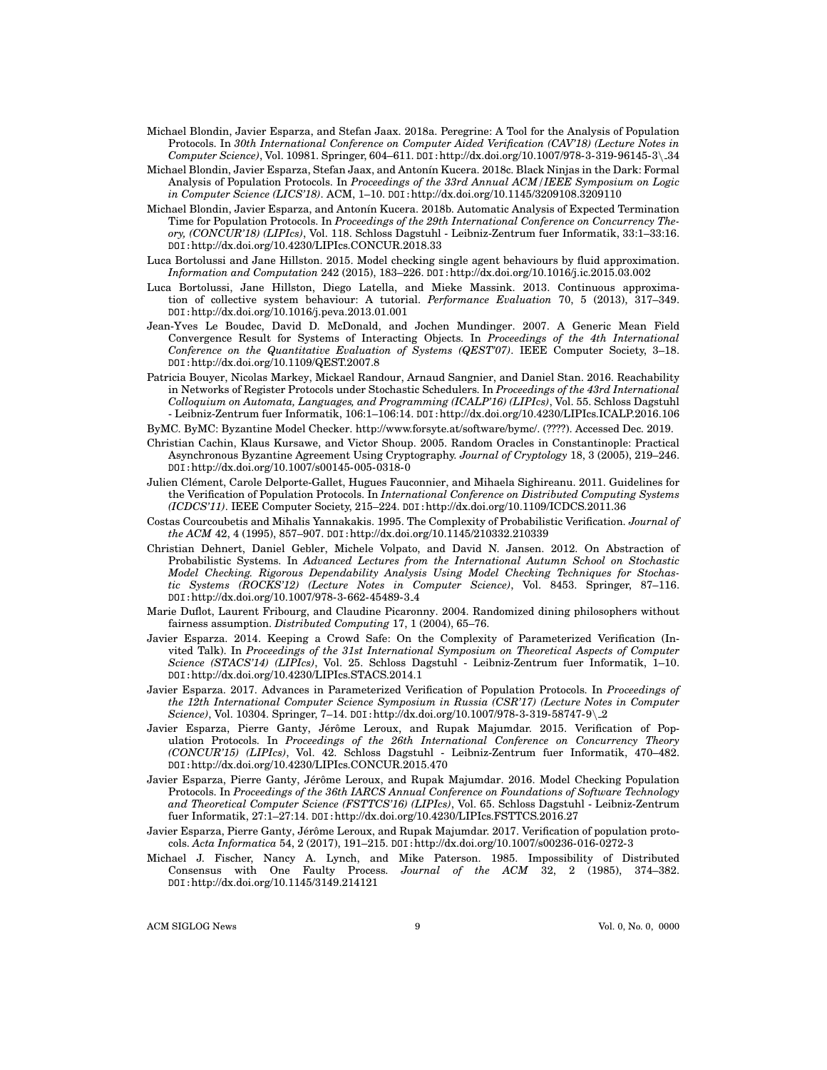Michael Blondin, Javier Esparza, and Stefan Jaax. 2018a. Peregrine: A Tool for the Analysis of Population Protocols. In *30th International Conference on Computer Aided Verification (CAV'18) (Lecture Notes in Computer Science)*, Vol. 10981. Springer, 604–611. DOI:http://dx.doi.org/10.1007/978-3-319-96145-3\_34

Michael Blondin, Javier Esparza, Stefan Jaax, and Antonín Kucera. 2018c. Black Ninjas in the Dark: Formal Analysis of Population Protocols. In *Proceedings of the 33rd Annual ACM/IEEE Symposium on Logic in Computer Science (LICS'18)*. ACM, 1–10. DOI:http://dx.doi.org/10.1145/3209108.3209110

Michael Blondin, Javier Esparza, and Antonín Kucera. 2018b. Automatic Analysis of Expected Termination Time for Population Protocols. In *Proceedings of the 29th International Conference on Concurrency Theory, (CONCUR'18) (LIPIcs)*, Vol. 118. Schloss Dagstuhl - Leibniz-Zentrum fuer Informatik, 33:1–33:16. DOI:http://dx.doi.org/10.4230/LIPIcs.CONCUR.2018.33

Luca Bortolussi and Jane Hillston. 2015. Model checking single agent behaviours by fluid approximation. *Information and Computation* 242 (2015), 183–226. DOI:http://dx.doi.org/10.1016/j.ic.2015.03.002

Luca Bortolussi, Jane Hillston, Diego Latella, and Mieke Massink. 2013. Continuous approximation of collective system behaviour: A tutorial. *Performance Evaluation* 70, 5 (2013), 317–349. DOI:http://dx.doi.org/10.1016/j.peva.2013.01.001

Jean-Yves Le Boudec, David D. McDonald, and Jochen Mundinger. 2007. A Generic Mean Field Convergence Result for Systems of Interacting Objects. In *Proceedings of the 4th International Conference on the Quantitative Evaluation of Systems (QEST'07)*. IEEE Computer Society, 3–18. DOI:http://dx.doi.org/10.1109/QEST.2007.8

Patricia Bouyer, Nicolas Markey, Mickael Randour, Arnaud Sangnier, and Daniel Stan. 2016. Reachability in Networks of Register Protocols under Stochastic Schedulers. In *Proceedings of the 43rd International Colloquium on Automata, Languages, and Programming (ICALP'16) (LIPIcs)*, Vol. 55. Schloss Dagstuhl - Leibniz-Zentrum fuer Informatik, 106:1–106:14. DOI:http://dx.doi.org/10.4230/LIPIcs.ICALP.2016.106

ByMC. ByMC: Byzantine Model Checker. http://www.forsyte.at/software/bymc/. (????). Accessed Dec. 2019.

Christian Cachin, Klaus Kursawe, and Victor Shoup. 2005. Random Oracles in Constantinople: Practical Asynchronous Byzantine Agreement Using Cryptography. *Journal of Cryptology* 18, 3 (2005), 219–246. DOI:http://dx.doi.org/10.1007/s00145-005-0318-0

Julien Clément, Carole Delporte-Gallet, Hugues Fauconnier, and Mihaela Sighireanu. 2011. Guidelines for the Verification of Population Protocols. In *International Conference on Distributed Computing Systems (ICDCS'11)*. IEEE Computer Society, 215–224. DOI:http://dx.doi.org/10.1109/ICDCS.2011.36

Costas Courcoubetis and Mihalis Yannakakis. 1995. The Complexity of Probabilistic Verification. *Journal of the ACM* 42, 4 (1995), 857–907. DOI:http://dx.doi.org/10.1145/210332.210339

Christian Dehnert, Daniel Gebler, Michele Volpato, and David N. Jansen. 2012. On Abstraction of Probabilistic Systems. In *Advanced Lectures from the International Autumn School on Stochastic Model Checking. Rigorous Dependability Analysis Using Model Checking Techniques for Stochastic Systems (ROCKS'12) (Lecture Notes in Computer Science)*, Vol. 8453. Springer, 87–116. DOI:http://dx.doi.org/10.1007/978-3-662-45489-3\_4

Marie Duflot, Laurent Fribourg, and Claudine Picaronny. 2004. Randomized dining philosophers without fairness assumption. *Distributed Computing* 17, 1 (2004), 65–76.

Javier Esparza. 2014. Keeping a Crowd Safe: On the Complexity of Parameterized Verification (Invited Talk). In *Proceedings of the 31st International Symposium on Theoretical Aspects of Computer Science (STACS'14) (LIPIcs)*, Vol. 25. Schloss Dagstuhl - Leibniz-Zentrum fuer Informatik, 1–10. DOI:http://dx.doi.org/10.4230/LIPIcs.STACS.2014.1

Javier Esparza. 2017. Advances in Parameterized Verification of Population Protocols. In *Proceedings of the 12th International Computer Science Symposium in Russia (CSR'17) (Lecture Notes in Computer Science)*, Vol. 10304. Springer, 7–14. DOI:http://dx.doi.org/10.1007/978-3-319-58747-9\_2

Javier Esparza, Pierre Ganty, Jérôme Leroux, and Rupak Majumdar. 2015. Verification of Population Protocols. In *Proceedings of the 26th International Conference on Concurrency Theory (CONCUR'15) (LIPIcs)*, Vol. 42. Schloss Dagstuhl - Leibniz-Zentrum fuer Informatik, 470–482. DOI:http://dx.doi.org/10.4230/LIPIcs.CONCUR.2015.470

Javier Esparza, Pierre Ganty, Jérôme Leroux, and Rupak Majumdar. 2016. Model Checking Population Protocols. In *Proceedings of the 36th IARCS Annual Conference on Foundations of Software Technology and Theoretical Computer Science (FSTTCS'16) (LIPIcs)*, Vol. 65. Schloss Dagstuhl - Leibniz-Zentrum fuer Informatik, 27:1–27:14. DOI:http://dx.doi.org/10.4230/LIPIcs.FSTTCS.2016.27

Javier Esparza, Pierre Ganty, Jérôme Leroux, and Rupak Majumdar. 2017. Verification of population protocols. *Acta Informatica* 54, 2 (2017), 191–215. DOI:http://dx.doi.org/10.1007/s00236-016-0272-3

Michael J. Fischer, Nancy A. Lynch, and Mike Paterson. 1985. Impossibility of Distributed Consensus with One Faulty Process. *Journal of the ACM* 32, 2 (1985), 374–382. DOI:http://dx.doi.org/10.1145/3149.214121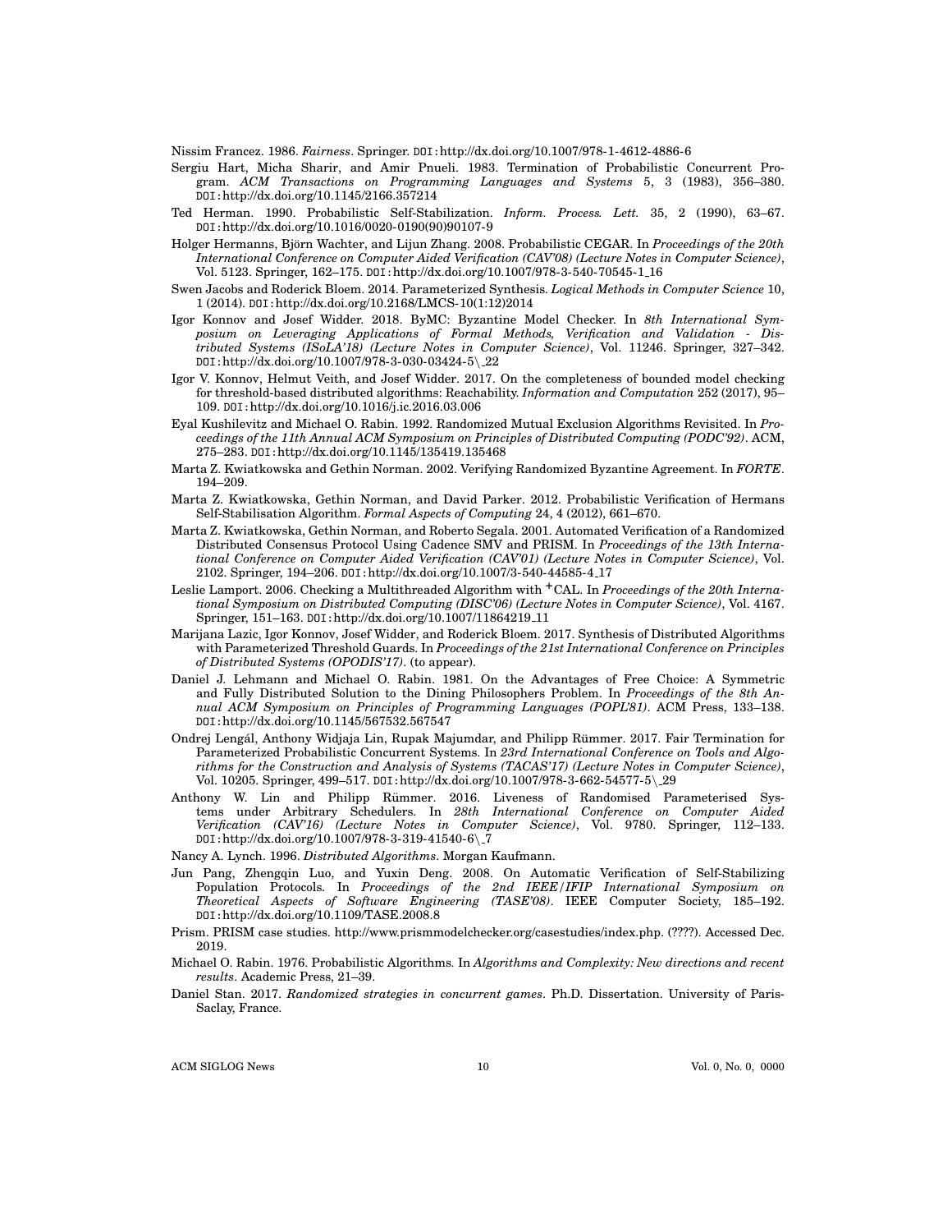Nissim Francez. 1986. *Fairness*. Springer. DOI:http://dx.doi.org/10.1007/978-1-4612-4886-6

Sergiu Hart, Micha Sharir, and Amir Pnueli. 1983. Termination of Probabilistic Concurrent Program. *ACM Transactions on Programming Languages and Systems* 5, 3 (1983), 356–380. DOI:http://dx.doi.org/10.1145/2166.357214

Ted Herman. 1990. Probabilistic Self-Stabilization. *Inform. Process. Lett.* 35, 2 (1990), 63–67. DOI:http://dx.doi.org/10.1016/0020-0190(90)90107-9

Holger Hermanns, Björn Wachter, and Lijun Zhang. 2008. Probabilistic CEGAR. In *Proceedings of the 20th International Conference on Computer Aided Verification (CAV'08) (Lecture Notes in Computer Science)*, Vol. 5123. Springer, 162–175. DOI:http://dx.doi.org/10.1007/978-3-540-70545-1_16

Swen Jacobs and Roderick Bloem. 2014. Parameterized Synthesis. *Logical Methods in Computer Science* 10, 1 (2014). DOI:http://dx.doi.org/10.2168/LMCS-10(1:12)2014

Igor Konnov and Josef Widder. 2018. ByMC: Byzantine Model Checker. In *8th International Symposium on Leveraging Applications of Formal Methods, Verification and Validation - Distributed Systems (ISoLA'18) (Lecture Notes in Computer Science)*, Vol. 11246. Springer, 327–342. DOI:http://dx.doi.org/10.1007/978-3-030-03424-5\_22

Igor V. Konnov, Helmut Veith, and Josef Widder. 2017. On the completeness of bounded model checking for threshold-based distributed algorithms: Reachability. *Information and Computation* 252 (2017), 95–109. DOI:http://dx.doi.org/10.1016/j.ic.2016.03.006

Eyal Kushilevitz and Michael O. Rabin. 1992. Randomized Mutual Exclusion Algorithms Revisited. In *Proceedings of the 11th Annual ACM Symposium on Principles of Distributed Computing (PODC'92)*. ACM, 275–283. DOI:http://dx.doi.org/10.1145/135419.135468

Marta Z. Kwiatkowska and Gethin Norman. 2002. Verifying Randomized Byzantine Agreement. In *FORTE*. 194–209.

Marta Z. Kwiatkowska, Gethin Norman, and David Parker. 2012. Probabilistic Verification of Hermans Self-Stabilisation Algorithm. *Formal Aspects of Computing* 24, 4 (2012), 661–670.

Marta Z. Kwiatkowska, Gethin Norman, and Roberto Segala. 2001. Automated Verification of a Randomized Distributed Consensus Protocol Using Cadence SMV and PRISM. In *Proceedings of the 13th International Conference on Computer Aided Verification (CAV'01) (Lecture Notes in Computer Science)*, Vol. 2102. Springer, 194–206. DOI:http://dx.doi.org/10.1007/3-540-44585-4_17

Leslie Lamport. 2006. Checking a Multithreaded Algorithm with $^{+}$CAL. In *Proceedings of the 20th International Symposium on Distributed Computing (DISC'06) (Lecture Notes in Computer Science)*, Vol. 4167. Springer, 151–163. DOI:http://dx.doi.org/10.1007/11864219_11

Marijana Lazic, Igor Konnov, Josef Widder, and Roderick Bloem. 2017. Synthesis of Distributed Algorithms with Parameterized Threshold Guards. In *Proceedings of the 21st International Conference on Principles of Distributed Systems (OPODIS'17)*. (to appear).

Daniel J. Lehmann and Michael O. Rabin. 1981. On the Advantages of Free Choice: A Symmetric and Fully Distributed Solution to the Dining Philosophers Problem. In *Proceedings of the 8th Annual ACM Symposium on Principles of Programming Languages (POPL'81)*. ACM Press, 133–138. DOI:http://dx.doi.org/10.1145/567532.567547

Ondrej Lengál, Anthony Widjaja Lin, Rupak Majumdar, and Philipp Rümmer. 2017. Fair Termination for Parameterized Probabilistic Concurrent Systems. In *23rd International Conference on Tools and Algorithms for the Construction and Analysis of Systems (TACAS'17) (Lecture Notes in Computer Science)*, Vol. 10205. Springer, 499–517. DOI:http://dx.doi.org/10.1007/978-3-662-54577-5\_29

Anthony W. Lin and Philipp Rümmer. 2016. Liveness of Randomised Parameterised Systems under Arbitrary Schedulers. In *28th International Conference on Computer Aided Verification (CAV'16) (Lecture Notes in Computer Science)*, Vol. 9780. Springer, 112–133. DOI:http://dx.doi.org/10.1007/978-3-319-41540-6\_7

Nancy A. Lynch. 1996. *Distributed Algorithms*. Morgan Kaufmann.

Jun Pang, Zhengqin Luo, and Yuxin Deng. 2008. On Automatic Verification of Self-Stabilizing Population Protocols. In *Proceedings of the 2nd IEEE/IFIP International Symposium on Theoretical Aspects of Software Engineering (TASE'08)*. IEEE Computer Society, 185–192. DOI:http://dx.doi.org/10.1109/TASE.2008.8

Prism. PRISM case studies. http://www.prismmodelchecker.org/casestudies/index.php. (????). Accessed Dec. 2019.

Michael O. Rabin. 1976. Probabilistic Algorithms. In *Algorithms and Complexity: New directions and recent results*. Academic Press, 21–39.

Daniel Stan. 2017. *Randomized strategies in concurrent games*. Ph.D. Dissertation. University of Paris-Saclay, France.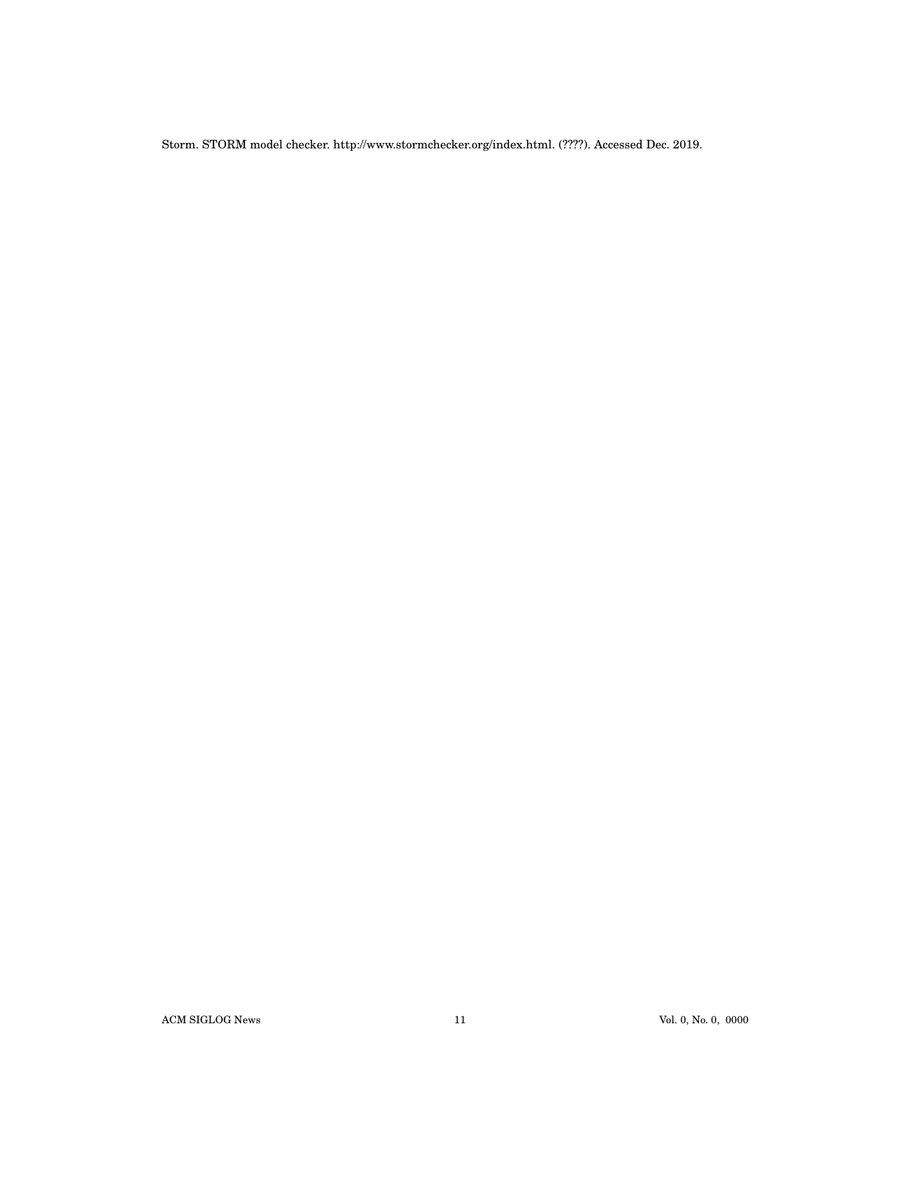Storm. STORM model checker. http://www.stormchecker.org/index.html. (????). Accessed Dec. 2019.